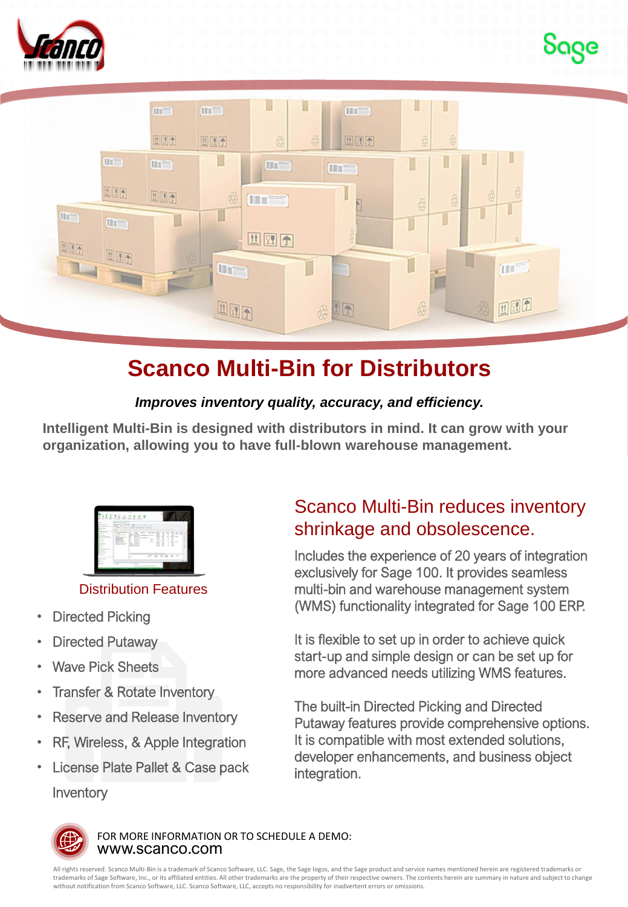# Scanco Multi-Bin for Distributors

***Improves inventory quality, accuracy, and efficiency.***

**Intelligent Multi-Bin is designed with distributors in mind. It can grow with your organization, allowing you to have full-blown warehouse management.**

## Scanco Multi-Bin reduces inventory shrinkage and obsolescence.

Includes the experience of 20 years of integration exclusively for Sage 100. It provides seamless multi-bin and warehouse management system (WMS) functionality integrated for Sage 100 ERP.

It is flexible to set up in order to achieve quick start-up and simple design or can be set up for more advanced needs utilizing WMS features.

The built-in Directed Picking and Directed Putaway features provide comprehensive options. It is compatible with most extended solutions, developer enhancements, and business object integration.

### Distribution Features

- Directed Picking
- Directed Putaway
- Wave Pick Sheets
- Transfer & Rotate Inventory
- Reserve and Release Inventory
- RF, Wireless, & Apple Integration
- License Plate Pallet & Case pack Inventory

FOR MORE INFORMATION OR TO SCHEDULE A DEMO:
www.scanco.com

All rights reserved. Scanco Multi-Bin is a trademark of Scanco Software, LLC. Sage, the Sage logos, and the Sage product and service names mentioned herein are registered trademarks or trademarks of Sage Software, Inc., or its affiliated entities. All other trademarks are the property of their respective owners. The contents herein are summary in nature and subject to change without notification from Scanco Software, LLC. Scanco Software, LLC, accepts no responsibility for inadvertent errors or omissions.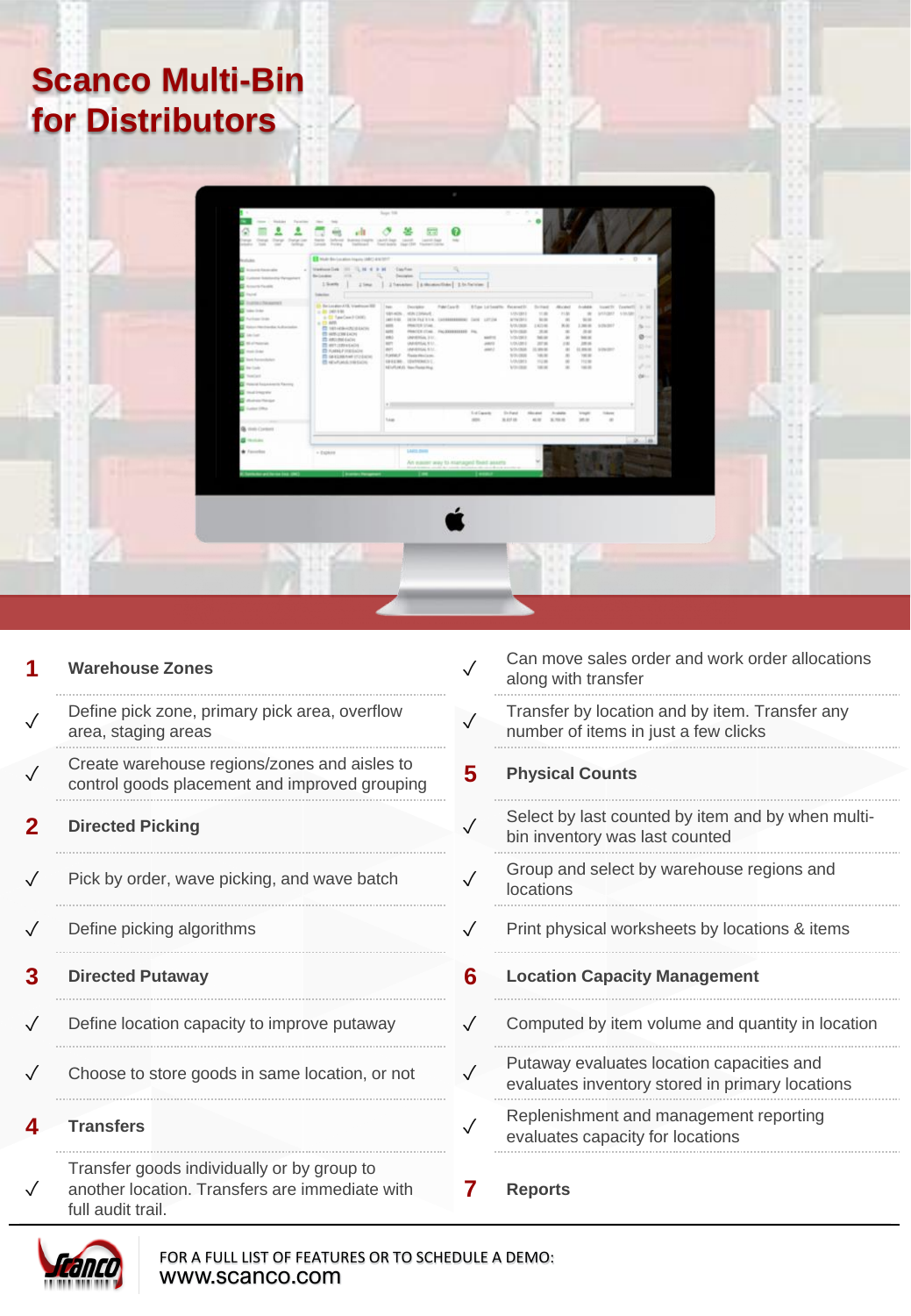# Scanco Multi-Bin for Distributors

## 1 Warehouse Zones

- ✓ Define pick zone, primary pick area, overflow area, staging areas
- ✓ Create warehouse regions/zones and aisles to control goods placement and improved grouping

## 2 Directed Picking

- ✓ Pick by order, wave picking, and wave batch
- ✓ Define picking algorithms

## 3 Directed Putaway

- ✓ Define location capacity to improve putaway
- ✓ Choose to store goods in same location, or not

## 4 Transfers

- ✓ Transfer goods individually or by group to another location. Transfers are immediate with full audit trail.
- ✓ Can move sales order and work order allocations along with transfer
- ✓ Transfer by location and by item. Transfer any number of items in just a few clicks

## 5 Physical Counts

- ✓ Select by last counted by item and by when multi-bin inventory was last counted
- ✓ Group and select by warehouse regions and locations
- ✓ Print physical worksheets by locations & items

## 6 Location Capacity Management

- ✓ Computed by item volume and quantity in location
- ✓ Putaway evaluates location capacities and evaluates inventory stored in primary locations
- ✓ Replenishment and management reporting evaluates capacity for locations

## 7 Reports

FOR A FULL LIST OF FEATURES OR TO SCHEDULE A DEMO:
www.scanco.com